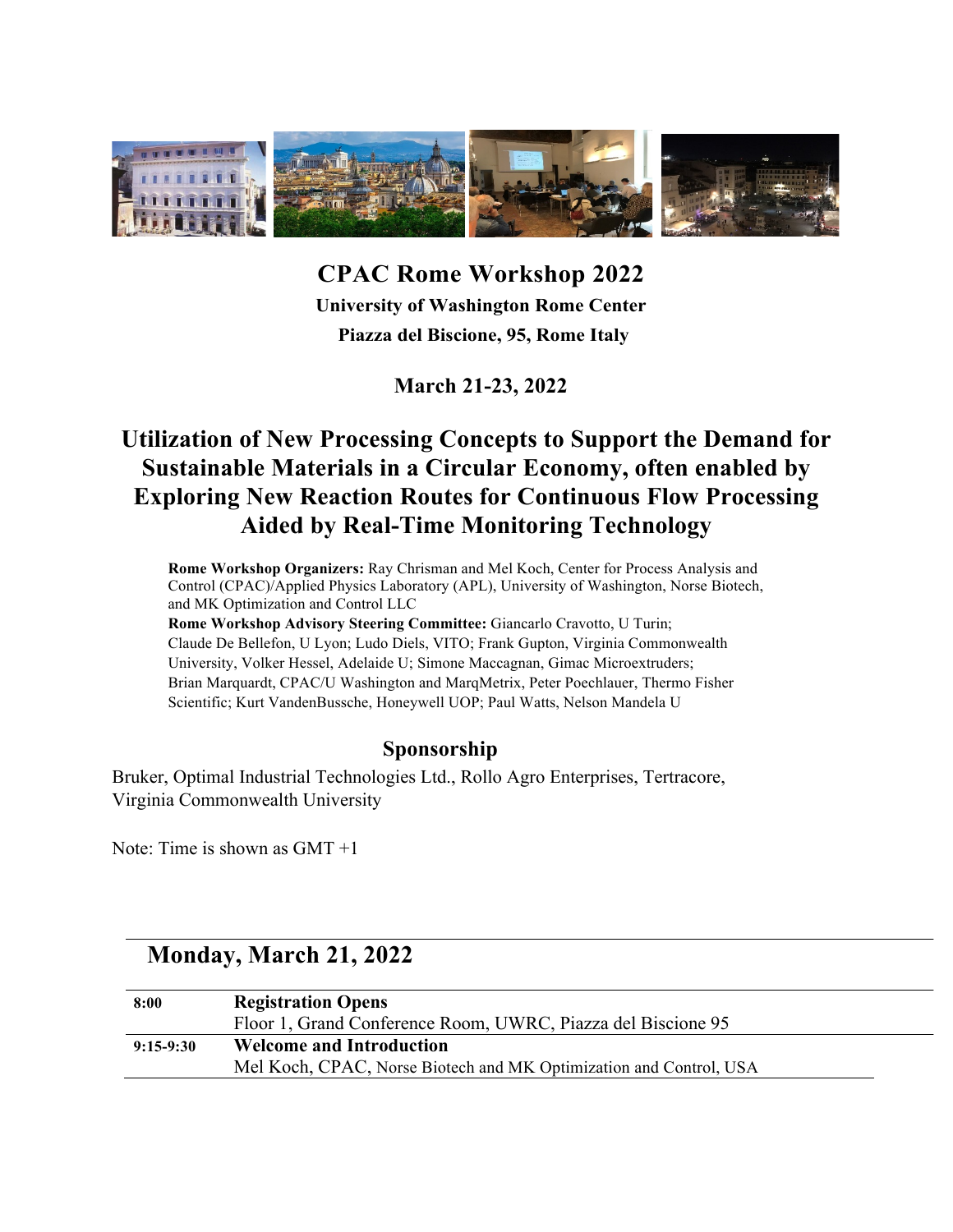# CPAC Rome Workshop 2022

**University of Washington Rome Center**

**Piazza del Biscione, 95, Rome Italy**

**March 21-23, 2022**

## Utilization of New Processing Concepts to Support the Demand for Sustainable Materials in a Circular Economy, often enabled by Exploring New Reaction Routes for Continuous Flow Processing Aided by Real-Time Monitoring Technology

**Rome Workshop Organizers:** Ray Chrisman and Mel Koch, Center for Process Analysis and Control (CPAC)/Applied Physics Laboratory (APL), University of Washington, Norse Biotech, and MK Optimization and Control LLC

**Rome Workshop Advisory Steering Committee:** Giancarlo Cravotto, U Turin; Claude De Bellefon, U Lyon; Ludo Diels, VITO; Frank Gupton, Virginia Commonwealth University, Volker Hessel, Adelaide U; Simone Maccagnan, Gimac Microextruders; Brian Marquardt, CPAC/U Washington and MarqMetrix, Peter Poechlauer, Thermo Fisher Scientific; Kurt VandenBussche, Honeywell UOP; Paul Watts, Nelson Mandela U

### Sponsorship

Bruker, Optimal Industrial Technologies Ltd., Rollo Agro Enterprises, Tertracore, Virginia Commonwealth University

Note: Time is shown as GMT +1

## Monday, March 21, 2022

| | |
|---|---|
| **8:00** | **Registration Opens**<br>Floor 1, Grand Conference Room, UWRC, Piazza del Biscione 95 |
| **9:15-9:30** | **Welcome and Introduction**<br>Mel Koch, CPAC, Norse Biotech and MK Optimization and Control, USA |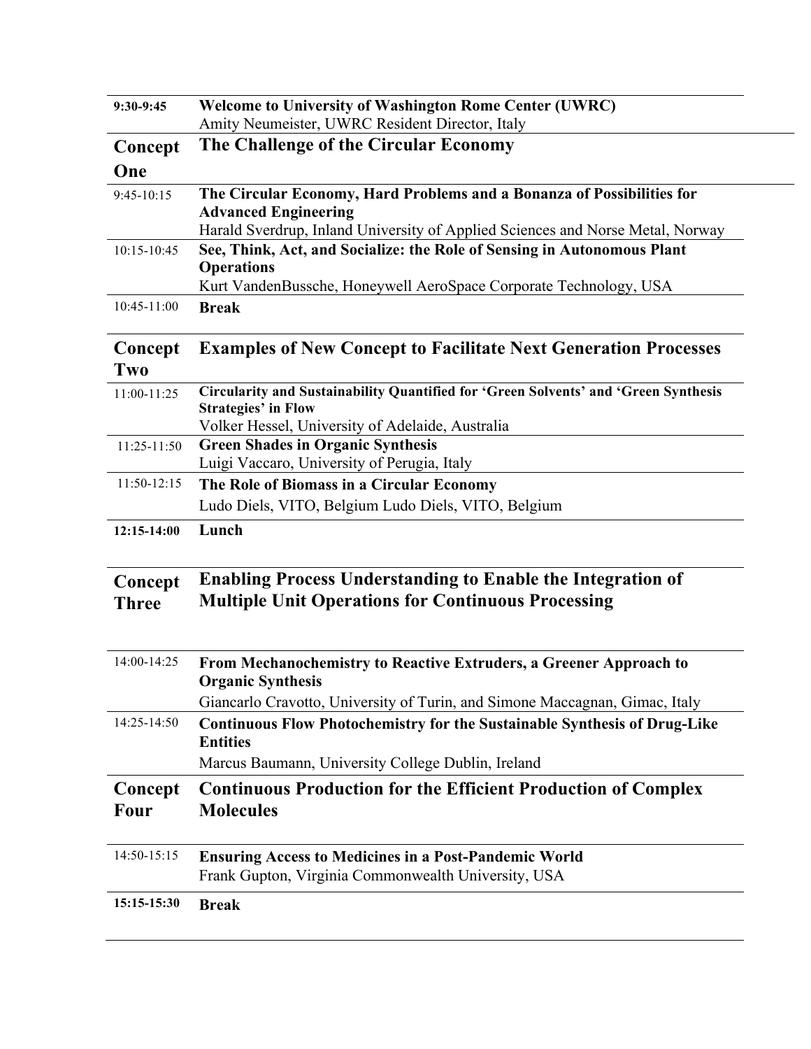| | |
|---|---|
| **9:30-9:45** | **Welcome to University of Washington Rome Center (UWRC)**<br>Amity Neumeister, UWRC Resident Director, Italy |
| **Concept One** | **The Challenge of the Circular Economy** |
| 9:45-10:15 | **The Circular Economy, Hard Problems and a Bonanza of Possibilities for Advanced Engineering**<br>Harald Sverdrup, Inland University of Applied Sciences and Norse Metal, Norway |
| 10:15-10:45 | **See, Think, Act, and Socialize: the Role of Sensing in Autonomous Plant Operations**<br>Kurt VandenBussche, Honeywell AeroSpace Corporate Technology, USA |
| 10:45-11:00 | **Break** |
| **Concept Two** | **Examples of New Concept to Facilitate Next Generation Processes** |
| 11:00-11:25 | **Circularity and Sustainability Quantified for 'Green Solvents' and 'Green Synthesis Strategies' in Flow**<br>Volker Hessel, University of Adelaide, Australia |
| 11:25-11:50 | **Green Shades in Organic Synthesis**<br>Luigi Vaccaro, University of Perugia, Italy |
| 11:50-12:15 | **The Role of Biomass in a Circular Economy**<br>Ludo Diels, VITO, Belgium Ludo Diels, VITO, Belgium |
| **12:15-14:00** | **Lunch** |
| **Concept Three** | **Enabling Process Understanding to Enable the Integration of Multiple Unit Operations for Continuous Processing** |
| 14:00-14:25 | **From Mechanochemistry to Reactive Extruders, a Greener Approach to Organic Synthesis**<br>Giancarlo Cravotto, University of Turin, and Simone Maccagnan, Gimac, Italy |
| 14:25-14:50 | **Continuous Flow Photochemistry for the Sustainable Synthesis of Drug-Like Entities**<br>Marcus Baumann, University College Dublin, Ireland |
| **Concept Four** | **Continuous Production for the Efficient Production of Complex Molecules** |
| 14:50-15:15 | **Ensuring Access to Medicines in a Post-Pandemic World**<br>Frank Gupton, Virginia Commonwealth University, USA |
| **15:15-15:30** | **Break** |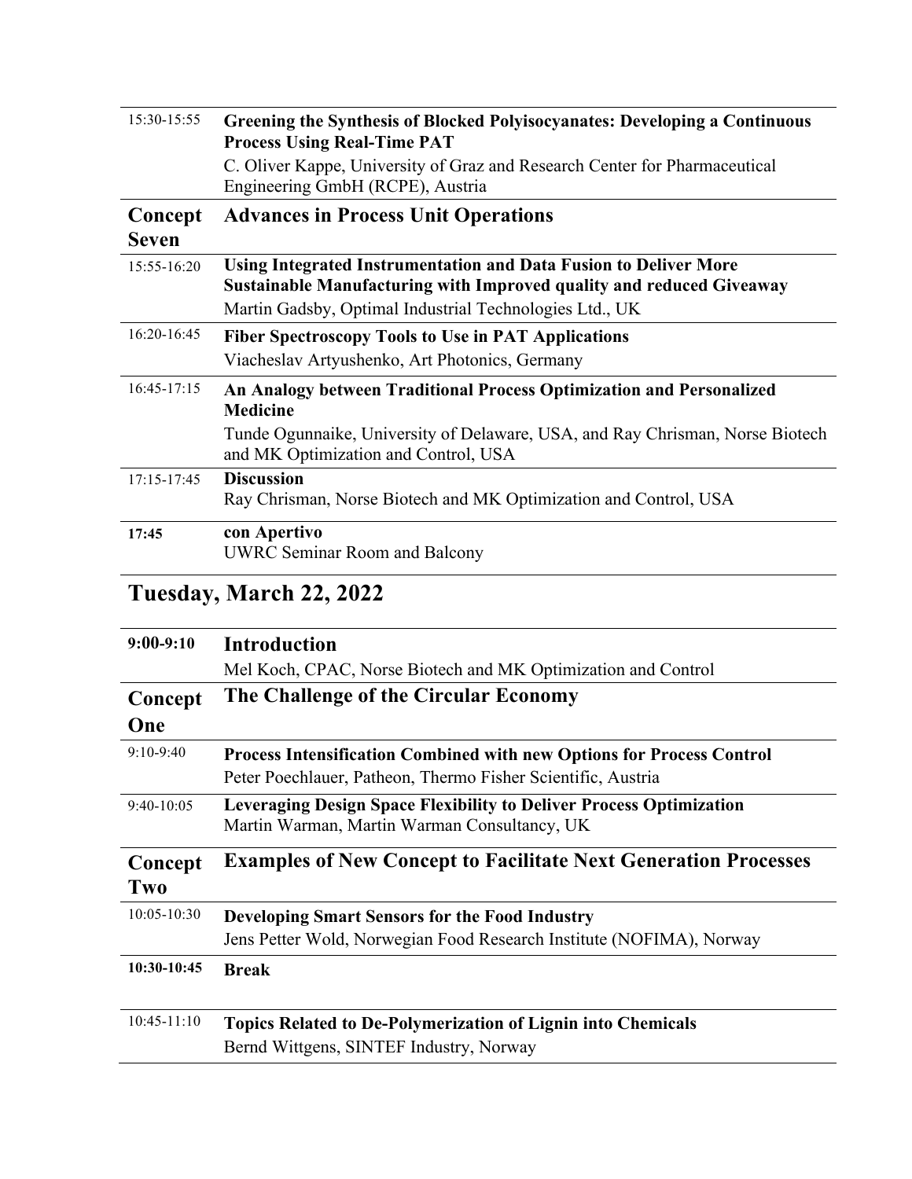| | |
|---|---|
| 15:30-15:55 | **Greening the Synthesis of Blocked Polyisocyanates: Developing a Continuous Process Using Real-Time PAT**<br>C. Oliver Kappe, University of Graz and Research Center for Pharmaceutical Engineering GmbH (RCPE), Austria |
| **Concept Seven** | **Advances in Process Unit Operations** |
| 15:55-16:20 | **Using Integrated Instrumentation and Data Fusion to Deliver More Sustainable Manufacturing with Improved quality and reduced Giveaway**<br>Martin Gadsby, Optimal Industrial Technologies Ltd., UK |
| 16:20-16:45 | **Fiber Spectroscopy Tools to Use in PAT Applications**<br>Viacheslav Artyushenko, Art Photonics, Germany |
| 16:45-17:15 | **An Analogy between Traditional Process Optimization and Personalized Medicine**<br>Tunde Ogunnaike, University of Delaware, USA, and Ray Chrisman, Norse Biotech and MK Optimization and Control, USA |
| 17:15-17:45 | **Discussion**<br>Ray Chrisman, Norse Biotech and MK Optimization and Control, USA |
| **17:45** | **con Apertivo**<br>UWRC Seminar Room and Balcony |

## Tuesday, March 22, 2022

| | |
|---|---|
| **9:00-9:10** | **Introduction**<br>Mel Koch, CPAC, Norse Biotech and MK Optimization and Control |
| **Concept One** | **The Challenge of the Circular Economy** |
| 9:10-9:40 | **Process Intensification Combined with new Options for Process Control**<br>Peter Poechlauer, Patheon, Thermo Fisher Scientific, Austria |
| 9:40-10:05 | **Leveraging Design Space Flexibility to Deliver Process Optimization**<br>Martin Warman, Martin Warman Consultancy, UK |
| **Concept Two** | **Examples of New Concept to Facilitate Next Generation Processes** |
| 10:05-10:30 | **Developing Smart Sensors for the Food Industry**<br>Jens Petter Wold, Norwegian Food Research Institute (NOFIMA), Norway |
| **10:30-10:45** | **Break** |
| 10:45-11:10 | **Topics Related to De-Polymerization of Lignin into Chemicals**<br>Bernd Wittgens, SINTEF Industry, Norway |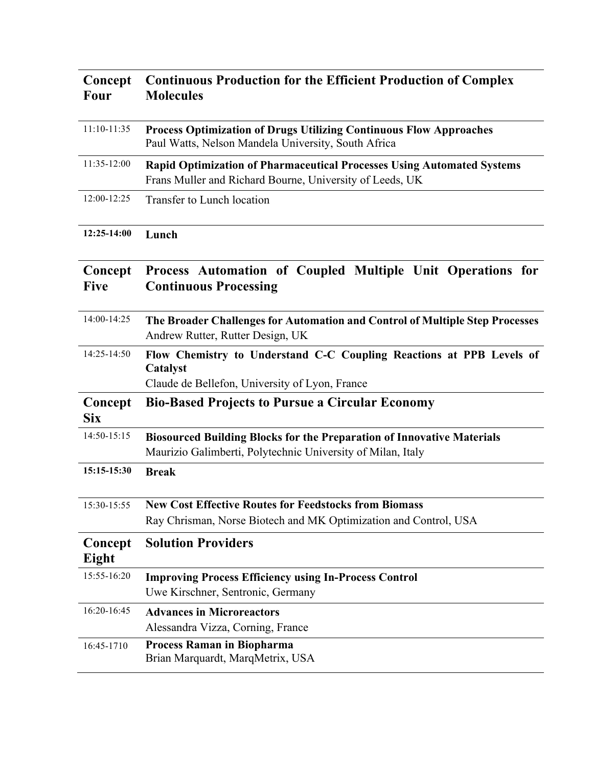| Concept Four | Continuous Production for the Efficient Production of Complex Molecules |
|---|---|
| 11:10-11:35 | **Process Optimization of Drugs Utilizing Continuous Flow Approaches**<br>Paul Watts, Nelson Mandela University, South Africa |
| 11:35-12:00 | **Rapid Optimization of Pharmaceutical Processes Using Automated Systems**<br>Frans Muller and Richard Bourne, University of Leeds, UK |
| 12:00-12:25 | Transfer to Lunch location |
| **12:25-14:00** | **Lunch** |
| **Concept Five** | **Process Automation of Coupled Multiple Unit Operations for Continuous Processing** |
| 14:00-14:25 | **The Broader Challenges for Automation and Control of Multiple Step Processes**<br>Andrew Rutter, Rutter Design, UK |
| 14:25-14:50 | **Flow Chemistry to Understand C-C Coupling Reactions at PPB Levels of Catalyst**<br>Claude de Bellefon, University of Lyon, France |
| **Concept Six** | **Bio-Based Projects to Pursue a Circular Economy** |
| 14:50-15:15 | **Biosourced Building Blocks for the Preparation of Innovative Materials**<br>Maurizio Galimberti, Polytechnic University of Milan, Italy |
| **15:15-15:30** | **Break** |
| 15:30-15:55 | **New Cost Effective Routes for Feedstocks from Biomass**<br>Ray Chrisman, Norse Biotech and MK Optimization and Control, USA |
| **Concept Eight** | **Solution Providers** |
| 15:55-16:20 | **Improving Process Efficiency using In-Process Control**<br>Uwe Kirschner, Sentronic, Germany |
| 16:20-16:45 | **Advances in Microreactors**<br>Alessandra Vizza, Corning, France |
| 16:45-1710 | **Process Raman in Biopharma**<br>Brian Marquardt, MarqMetrix, USA |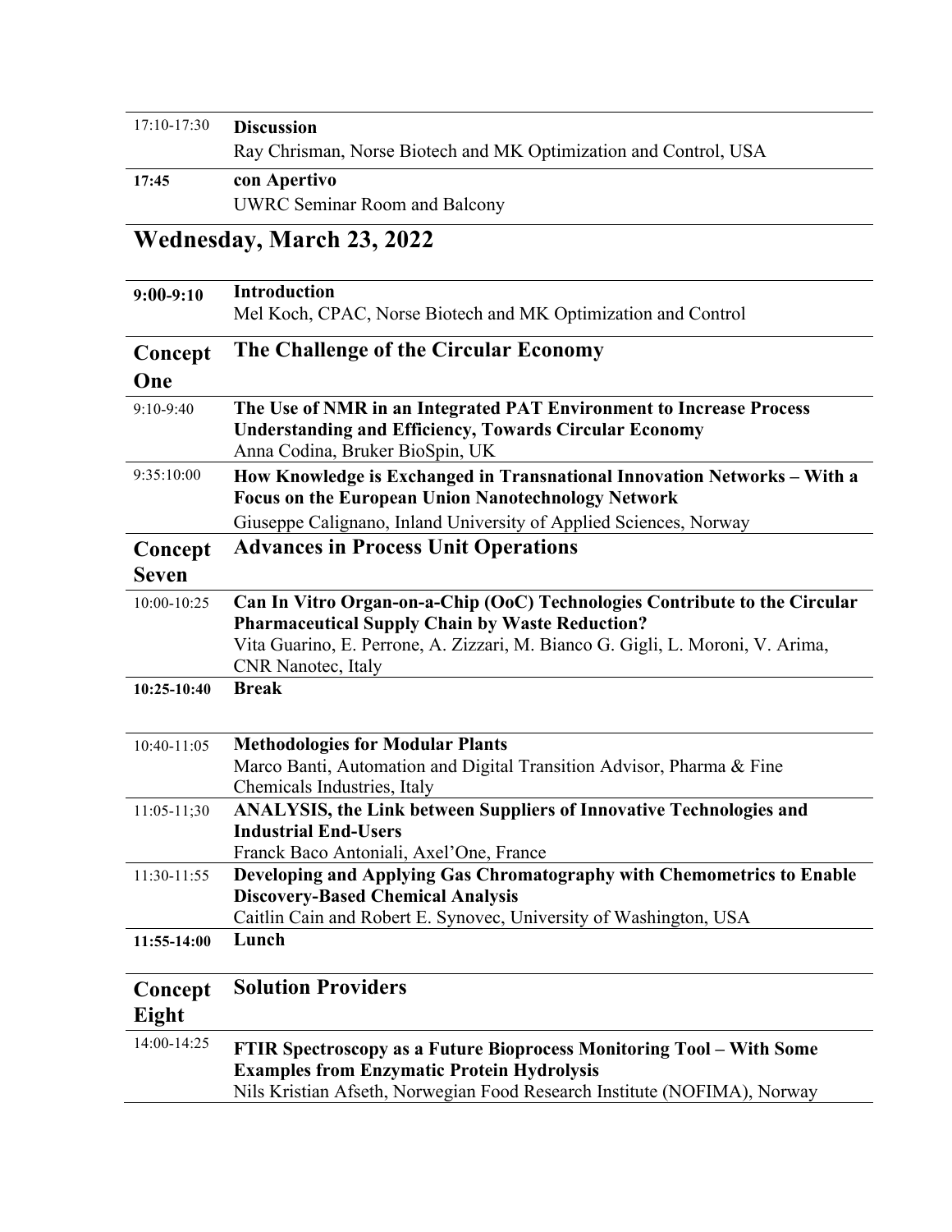| | |
|---|---|
| 17:10-17:30 | **Discussion**<br>Ray Chrisman, Norse Biotech and MK Optimization and Control, USA |
| **17:45** | **con Apertivo**<br>UWRC Seminar Room and Balcony |

## Wednesday, March 23, 2022

| | |
|---|---|
| **9:00-9:10** | **Introduction**<br>Mel Koch, CPAC, Norse Biotech and MK Optimization and Control |
| **Concept One** | **The Challenge of the Circular Economy** |
| 9:10-9:40 | **The Use of NMR in an Integrated PAT Environment to Increase Process Understanding and Efficiency, Towards Circular Economy**<br>Anna Codina, Bruker BioSpin, UK |
| 9:35:10:00 | **How Knowledge is Exchanged in Transnational Innovation Networks – With a Focus on the European Union Nanotechnology Network**<br>Giuseppe Calignano, Inland University of Applied Sciences, Norway |
| **Concept Seven** | **Advances in Process Unit Operations** |
| 10:00-10:25 | **Can In Vitro Organ-on-a-Chip (OoC) Technologies Contribute to the Circular Pharmaceutical Supply Chain by Waste Reduction?**<br>Vita Guarino, E. Perrone, A. Zizzari, M. Bianco G. Gigli, L. Moroni, V. Arima, CNR Nanotec, Italy |
| **10:25-10:40** | **Break** |
| 10:40-11:05 | **Methodologies for Modular Plants**<br>Marco Banti, Automation and Digital Transition Advisor, Pharma & Fine Chemicals Industries, Italy |
| 11:05-11;30 | **ANALYSIS, the Link between Suppliers of Innovative Technologies and Industrial End-Users**<br>Franck Baco Antoniali, Axel'One, France |
| 11:30-11:55 | **Developing and Applying Gas Chromatography with Chemometrics to Enable Discovery-Based Chemical Analysis**<br>Caitlin Cain and Robert E. Synovec, University of Washington, USA |
| **11:55-14:00** | **Lunch** |
| **Concept Eight** | **Solution Providers** |
| 14:00-14:25 | **FTIR Spectroscopy as a Future Bioprocess Monitoring Tool – With Some Examples from Enzymatic Protein Hydrolysis**<br>Nils Kristian Afseth, Norwegian Food Research Institute (NOFIMA), Norway |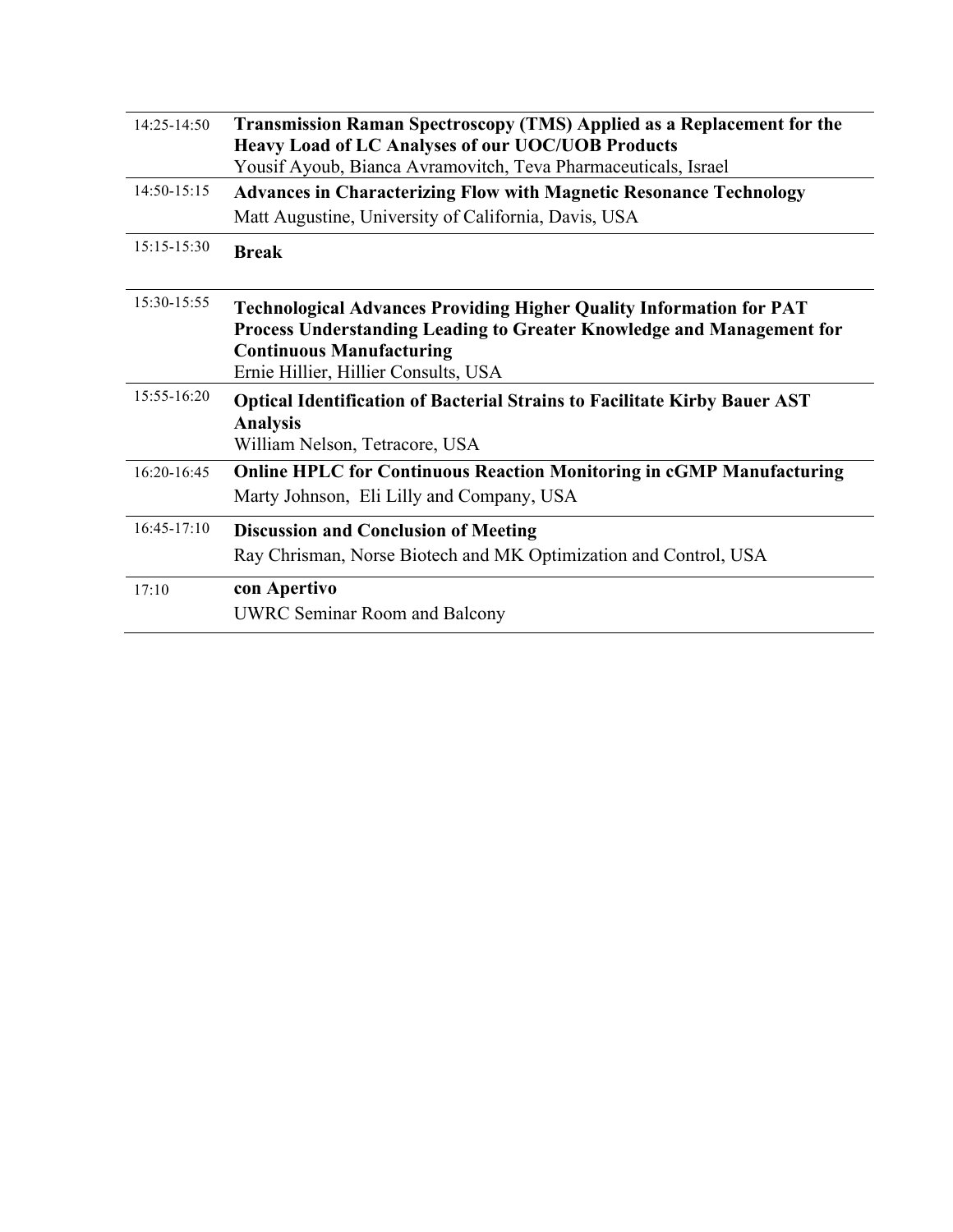| | |
|---|---|
| 14:25-14:50 | **Transmission Raman Spectroscopy (TMS) Applied as a Replacement for the Heavy Load of LC Analyses of our UOC/UOB Products**<br>Yousif Ayoub, Bianca Avramovitch, Teva Pharmaceuticals, Israel |
| 14:50-15:15 | **Advances in Characterizing Flow with Magnetic Resonance Technology**<br>Matt Augustine, University of California, Davis, USA |
| 15:15-15:30 | **Break** |
| 15:30-15:55 | **Technological Advances Providing Higher Quality Information for PAT Process Understanding Leading to Greater Knowledge and Management for Continuous Manufacturing**<br>Ernie Hillier, Hillier Consults, USA |
| 15:55-16:20 | **Optical Identification of Bacterial Strains to Facilitate Kirby Bauer AST Analysis**<br>William Nelson, Tetracore, USA |
| 16:20-16:45 | **Online HPLC for Continuous Reaction Monitoring in cGMP Manufacturing**<br>Marty Johnson, Eli Lilly and Company, USA |
| 16:45-17:10 | **Discussion and Conclusion of Meeting**<br>Ray Chrisman, Norse Biotech and MK Optimization and Control, USA |
| 17:10 | **con Apertivo**<br>UWRC Seminar Room and Balcony |